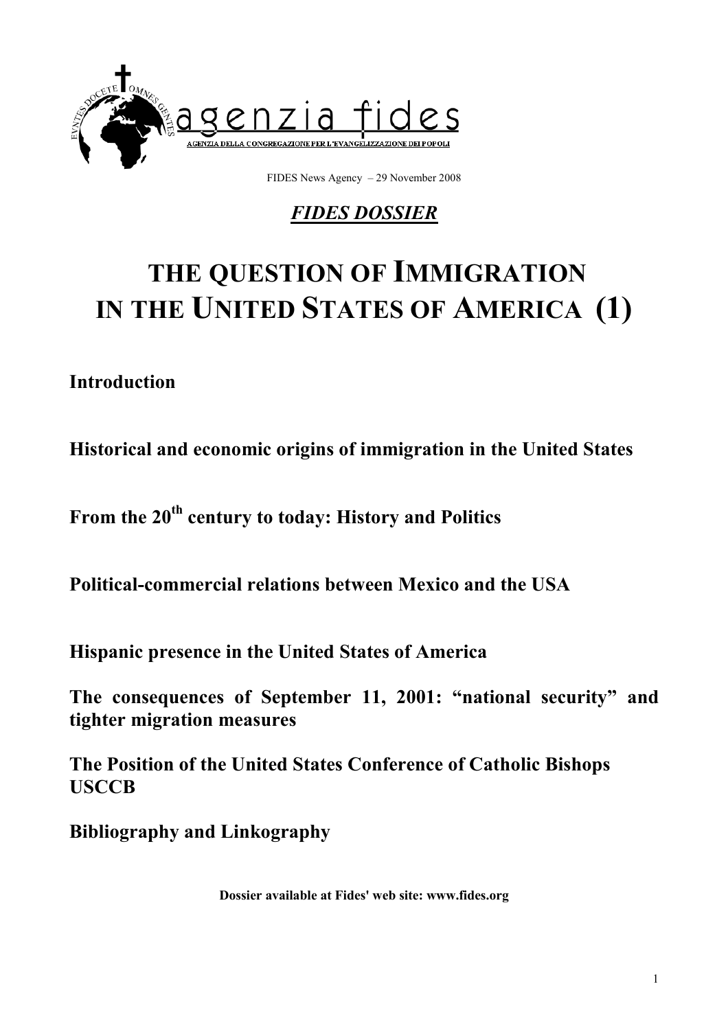agenzia fides

AGENZIA DELLA CONGREGAZIONE PER L'EVANGELIZZAZIONE DEI POPOLI

FIDES News Agency – 29 November 2008

***FIDES DOSSIER***

# THE QUESTION OF IMMIGRATION IN THE UNITED STATES OF AMERICA (1)

**Introduction**

**Historical and economic origins of immigration in the United States**

**From the 20th century to today: History and Politics**

**Political-commercial relations between Mexico and the USA**

**Hispanic presence in the United States of America**

**The consequences of September 11, 2001: "national security" and tighter migration measures**

**The Position of the United States Conference of Catholic Bishops USCCB**

**Bibliography and Linkography**

**Dossier available at Fides' web site: www.fides.org**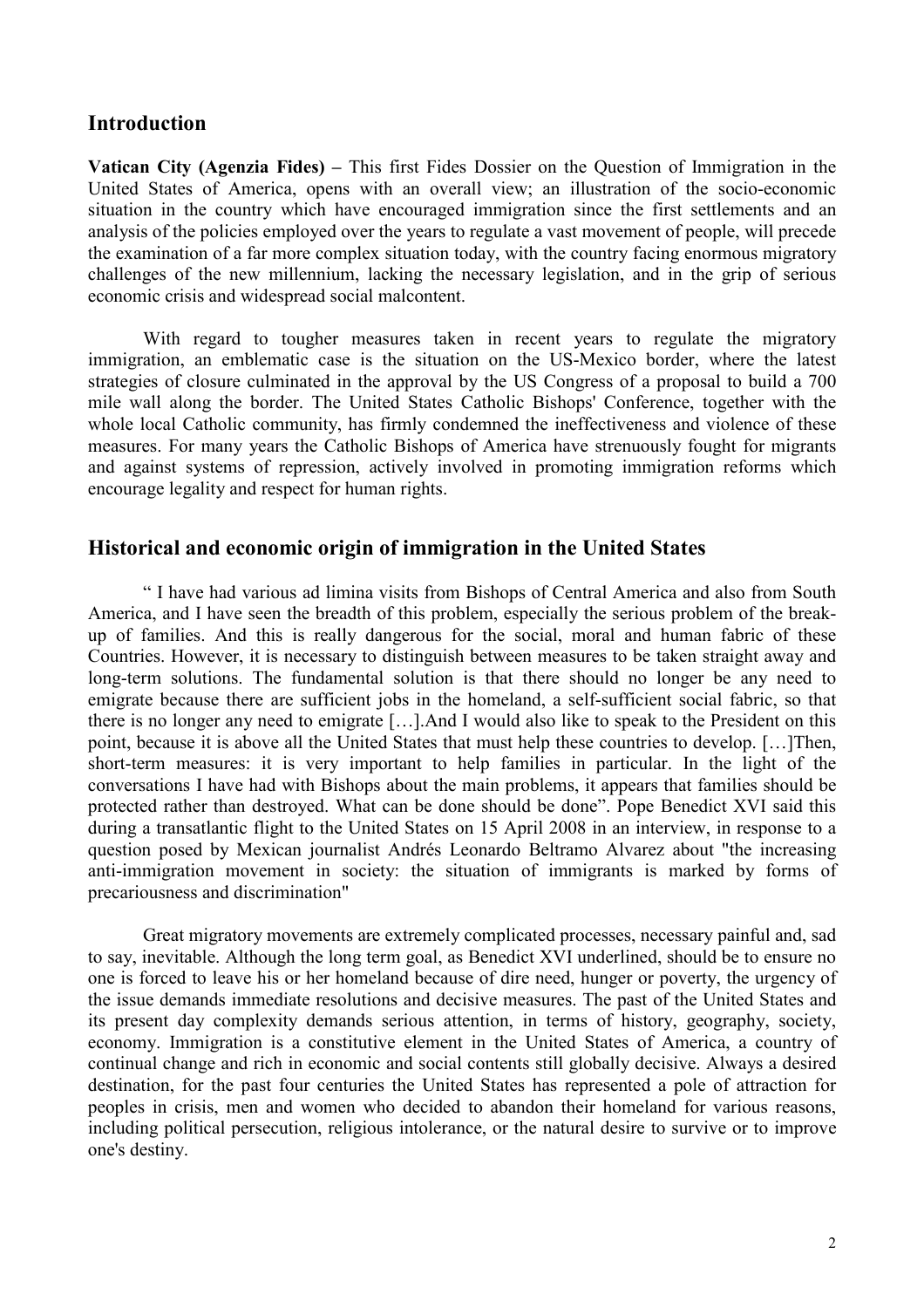## Introduction

**Vatican City (Agenzia Fides) –** This first Fides Dossier on the Question of Immigration in the United States of America, opens with an overall view; an illustration of the socio-economic situation in the country which have encouraged immigration since the first settlements and an analysis of the policies employed over the years to regulate a vast movement of people, will precede the examination of a far more complex situation today, with the country facing enormous migratory challenges of the new millennium, lacking the necessary legislation, and in the grip of serious economic crisis and widespread social malcontent.

With regard to tougher measures taken in recent years to regulate the migratory immigration, an emblematic case is the situation on the US-Mexico border, where the latest strategies of closure culminated in the approval by the US Congress of a proposal to build a 700 mile wall along the border. The United States Catholic Bishops' Conference, together with the whole local Catholic community, has firmly condemned the ineffectiveness and violence of these measures. For many years the Catholic Bishops of America have strenuously fought for migrants and against systems of repression, actively involved in promoting immigration reforms which encourage legality and respect for human rights.

## Historical and economic origin of immigration in the United States

" I have had various ad limina visits from Bishops of Central America and also from South America, and I have seen the breadth of this problem, especially the serious problem of the break-up of families. And this is really dangerous for the social, moral and human fabric of these Countries. However, it is necessary to distinguish between measures to be taken straight away and long-term solutions. The fundamental solution is that there should no longer be any need to emigrate because there are sufficient jobs in the homeland, a self-sufficient social fabric, so that there is no longer any need to emigrate […].And I would also like to speak to the President on this point, because it is above all the United States that must help these countries to develop. […]Then, short-term measures: it is very important to help families in particular. In the light of the conversations I have had with Bishops about the main problems, it appears that families should be protected rather than destroyed. What can be done should be done". Pope Benedict XVI said this during a transatlantic flight to the United States on 15 April 2008 in an interview, in response to a question posed by Mexican journalist Andrés Leonardo Beltramo Alvarez about "the increasing anti-immigration movement in society: the situation of immigrants is marked by forms of precariousness and discrimination"

Great migratory movements are extremely complicated processes, necessary painful and, sad to say, inevitable. Although the long term goal, as Benedict XVI underlined, should be to ensure no one is forced to leave his or her homeland because of dire need, hunger or poverty, the urgency of the issue demands immediate resolutions and decisive measures. The past of the United States and its present day complexity demands serious attention, in terms of history, geography, society, economy. Immigration is a constitutive element in the United States of America, a country of continual change and rich in economic and social contents still globally decisive. Always a desired destination, for the past four centuries the United States has represented a pole of attraction for peoples in crisis, men and women who decided to abandon their homeland for various reasons, including political persecution, religious intolerance, or the natural desire to survive or to improve one's destiny.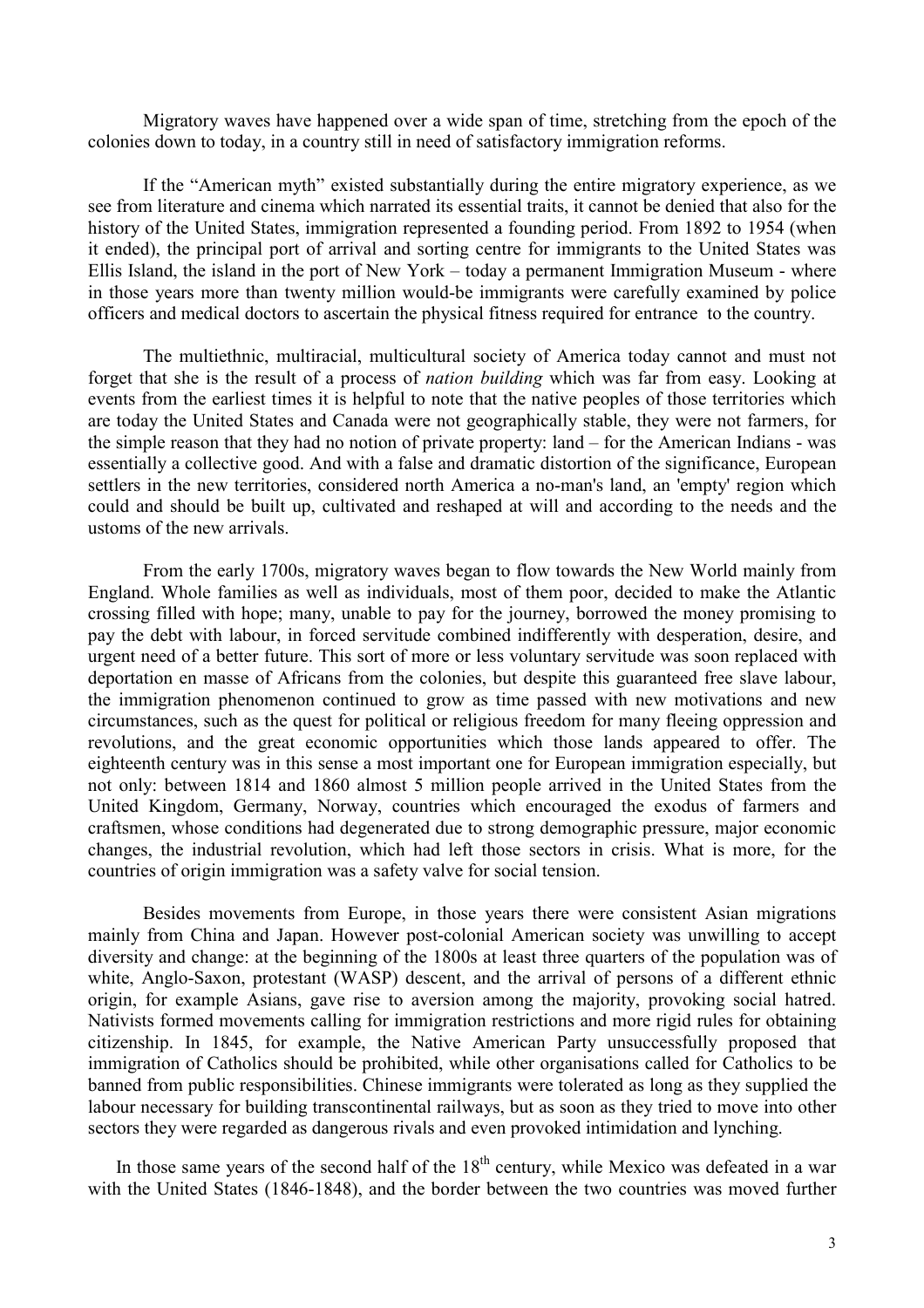Migratory waves have happened over a wide span of time, stretching from the epoch of the colonies down to today, in a country still in need of satisfactory immigration reforms.

If the "American myth" existed substantially during the entire migratory experience, as we see from literature and cinema which narrated its essential traits, it cannot be denied that also for the history of the United States, immigration represented a founding period. From 1892 to 1954 (when it ended), the principal port of arrival and sorting centre for immigrants to the United States was Ellis Island, the island in the port of New York – today a permanent Immigration Museum - where in those years more than twenty million would-be immigrants were carefully examined by police officers and medical doctors to ascertain the physical fitness required for entrance to the country.

The multiethnic, multiracial, multicultural society of America today cannot and must not forget that she is the result of a process of *nation building* which was far from easy. Looking at events from the earliest times it is helpful to note that the native peoples of those territories which are today the United States and Canada were not geographically stable, they were not farmers, for the simple reason that they had no notion of private property: land – for the American Indians - was essentially a collective good. And with a false and dramatic distortion of the significance, European settlers in the new territories, considered north America a no-man's land, an 'empty' region which could and should be built up, cultivated and reshaped at will and according to the needs and the ustoms of the new arrivals.

From the early 1700s, migratory waves began to flow towards the New World mainly from England. Whole families as well as individuals, most of them poor, decided to make the Atlantic crossing filled with hope; many, unable to pay for the journey, borrowed the money promising to pay the debt with labour, in forced servitude combined indifferently with desperation, desire, and urgent need of a better future. This sort of more or less voluntary servitude was soon replaced with deportation en masse of Africans from the colonies, but despite this guaranteed free slave labour, the immigration phenomenon continued to grow as time passed with new motivations and new circumstances, such as the quest for political or religious freedom for many fleeing oppression and revolutions, and the great economic opportunities which those lands appeared to offer. The eighteenth century was in this sense a most important one for European immigration especially, but not only: between 1814 and 1860 almost 5 million people arrived in the United States from the United Kingdom, Germany, Norway, countries which encouraged the exodus of farmers and craftsmen, whose conditions had degenerated due to strong demographic pressure, major economic changes, the industrial revolution, which had left those sectors in crisis. What is more, for the countries of origin immigration was a safety valve for social tension.

Besides movements from Europe, in those years there were consistent Asian migrations mainly from China and Japan. However post-colonial American society was unwilling to accept diversity and change: at the beginning of the 1800s at least three quarters of the population was of white, Anglo-Saxon, protestant (WASP) descent, and the arrival of persons of a different ethnic origin, for example Asians, gave rise to aversion among the majority, provoking social hatred. Nativists formed movements calling for immigration restrictions and more rigid rules for obtaining citizenship. In 1845, for example, the Native American Party unsuccessfully proposed that immigration of Catholics should be prohibited, while other organisations called for Catholics to be banned from public responsibilities. Chinese immigrants were tolerated as long as they supplied the labour necessary for building transcontinental railways, but as soon as they tried to move into other sectors they were regarded as dangerous rivals and even provoked intimidation and lynching.

In those same years of the second half of the 18th century, while Mexico was defeated in a war with the United States (1846-1848), and the border between the two countries was moved further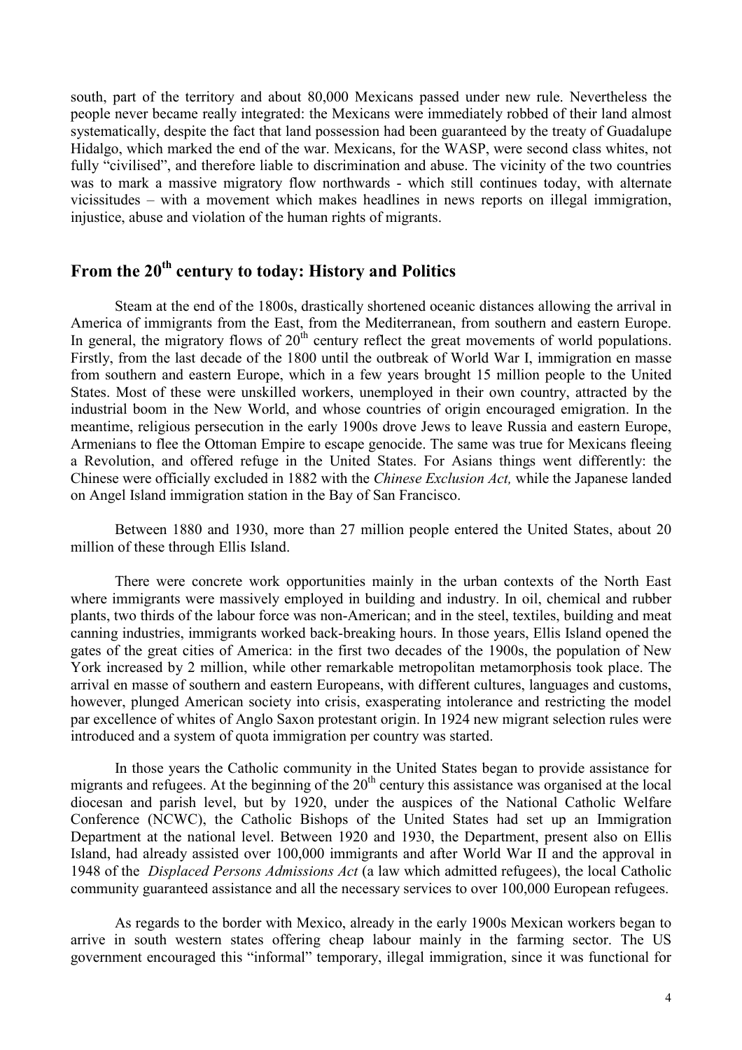south, part of the territory and about 80,000 Mexicans passed under new rule. Nevertheless the people never became really integrated: the Mexicans were immediately robbed of their land almost systematically, despite the fact that land possession had been guaranteed by the treaty of Guadalupe Hidalgo, which marked the end of the war. Mexicans, for the WASP, were second class whites, not fully "civilised", and therefore liable to discrimination and abuse. The vicinity of the two countries was to mark a massive migratory flow northwards - which still continues today, with alternate vicissitudes – with a movement which makes headlines in news reports on illegal immigration, injustice, abuse and violation of the human rights of migrants.

## From the 20th century to today: History and Politics

Steam at the end of the 1800s, drastically shortened oceanic distances allowing the arrival in America of immigrants from the East, from the Mediterranean, from southern and eastern Europe. In general, the migratory flows of 20th century reflect the great movements of world populations. Firstly, from the last decade of the 1800 until the outbreak of World War I, immigration en masse from southern and eastern Europe, which in a few years brought 15 million people to the United States. Most of these were unskilled workers, unemployed in their own country, attracted by the industrial boom in the New World, and whose countries of origin encouraged emigration. In the meantime, religious persecution in the early 1900s drove Jews to leave Russia and eastern Europe, Armenians to flee the Ottoman Empire to escape genocide. The same was true for Mexicans fleeing a Revolution, and offered refuge in the United States. For Asians things went differently: the Chinese were officially excluded in 1882 with the *Chinese Exclusion Act,* while the Japanese landed on Angel Island immigration station in the Bay of San Francisco.

Between 1880 and 1930, more than 27 million people entered the United States, about 20 million of these through Ellis Island.

There were concrete work opportunities mainly in the urban contexts of the North East where immigrants were massively employed in building and industry. In oil, chemical and rubber plants, two thirds of the labour force was non-American; and in the steel, textiles, building and meat canning industries, immigrants worked back-breaking hours. In those years, Ellis Island opened the gates of the great cities of America: in the first two decades of the 1900s, the population of New York increased by 2 million, while other remarkable metropolitan metamorphosis took place. The arrival en masse of southern and eastern Europeans, with different cultures, languages and customs, however, plunged American society into crisis, exasperating intolerance and restricting the model par excellence of whites of Anglo Saxon protestant origin. In 1924 new migrant selection rules were introduced and a system of quota immigration per country was started.

In those years the Catholic community in the United States began to provide assistance for migrants and refugees. At the beginning of the 20th century this assistance was organised at the local diocesan and parish level, but by 1920, under the auspices of the National Catholic Welfare Conference (NCWC), the Catholic Bishops of the United States had set up an Immigration Department at the national level. Between 1920 and 1930, the Department, present also on Ellis Island, had already assisted over 100,000 immigrants and after World War II and the approval in 1948 of the *Displaced Persons Admissions Act* (a law which admitted refugees), the local Catholic community guaranteed assistance and all the necessary services to over 100,000 European refugees.

As regards to the border with Mexico, already in the early 1900s Mexican workers began to arrive in south western states offering cheap labour mainly in the farming sector. The US government encouraged this "informal" temporary, illegal immigration, since it was functional for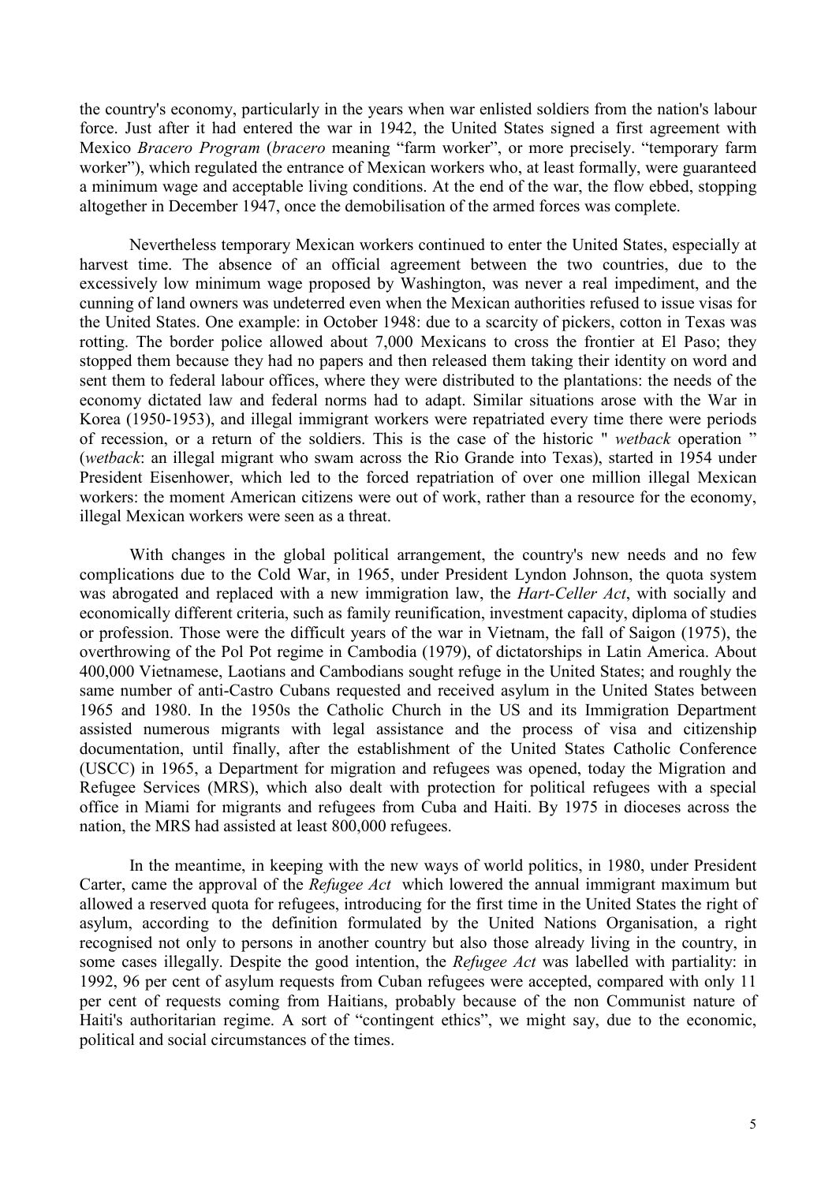the country's economy, particularly in the years when war enlisted soldiers from the nation's labour force. Just after it had entered the war in 1942, the United States signed a first agreement with Mexico *Bracero Program* (*bracero* meaning "farm worker", or more precisely. "temporary farm worker"), which regulated the entrance of Mexican workers who, at least formally, were guaranteed a minimum wage and acceptable living conditions. At the end of the war, the flow ebbed, stopping altogether in December 1947, once the demobilisation of the armed forces was complete.

Nevertheless temporary Mexican workers continued to enter the United States, especially at harvest time. The absence of an official agreement between the two countries, due to the excessively low minimum wage proposed by Washington, was never a real impediment, and the cunning of land owners was undeterred even when the Mexican authorities refused to issue visas for the United States. One example: in October 1948: due to a scarcity of pickers, cotton in Texas was rotting. The border police allowed about 7,000 Mexicans to cross the frontier at El Paso; they stopped them because they had no papers and then released them taking their identity on word and sent them to federal labour offices, where they were distributed to the plantations: the needs of the economy dictated law and federal norms had to adapt. Similar situations arose with the War in Korea (1950-1953), and illegal immigrant workers were repatriated every time there were periods of recession, or a return of the soldiers. This is the case of the historic " *wetback* operation " (*wetback*: an illegal migrant who swam across the Rio Grande into Texas), started in 1954 under President Eisenhower, which led to the forced repatriation of over one million illegal Mexican workers: the moment American citizens were out of work, rather than a resource for the economy, illegal Mexican workers were seen as a threat.

With changes in the global political arrangement, the country's new needs and no few complications due to the Cold War, in 1965, under President Lyndon Johnson, the quota system was abrogated and replaced with a new immigration law, the *Hart-Celler Act*, with socially and economically different criteria, such as family reunification, investment capacity, diploma of studies or profession. Those were the difficult years of the war in Vietnam, the fall of Saigon (1975), the overthrowing of the Pol Pot regime in Cambodia (1979), of dictatorships in Latin America. About 400,000 Vietnamese, Laotians and Cambodians sought refuge in the United States; and roughly the same number of anti-Castro Cubans requested and received asylum in the United States between 1965 and 1980. In the 1950s the Catholic Church in the US and its Immigration Department assisted numerous migrants with legal assistance and the process of visa and citizenship documentation, until finally, after the establishment of the United States Catholic Conference (USCC) in 1965, a Department for migration and refugees was opened, today the Migration and Refugee Services (MRS), which also dealt with protection for political refugees with a special office in Miami for migrants and refugees from Cuba and Haiti. By 1975 in dioceses across the nation, the MRS had assisted at least 800,000 refugees.

In the meantime, in keeping with the new ways of world politics, in 1980, under President Carter, came the approval of the *Refugee Act* which lowered the annual immigrant maximum but allowed a reserved quota for refugees, introducing for the first time in the United States the right of asylum, according to the definition formulated by the United Nations Organisation, a right recognised not only to persons in another country but also those already living in the country, in some cases illegally. Despite the good intention, the *Refugee Act* was labelled with partiality: in 1992, 96 per cent of asylum requests from Cuban refugees were accepted, compared with only 11 per cent of requests coming from Haitians, probably because of the non Communist nature of Haiti's authoritarian regime. A sort of "contingent ethics", we might say, due to the economic, political and social circumstances of the times.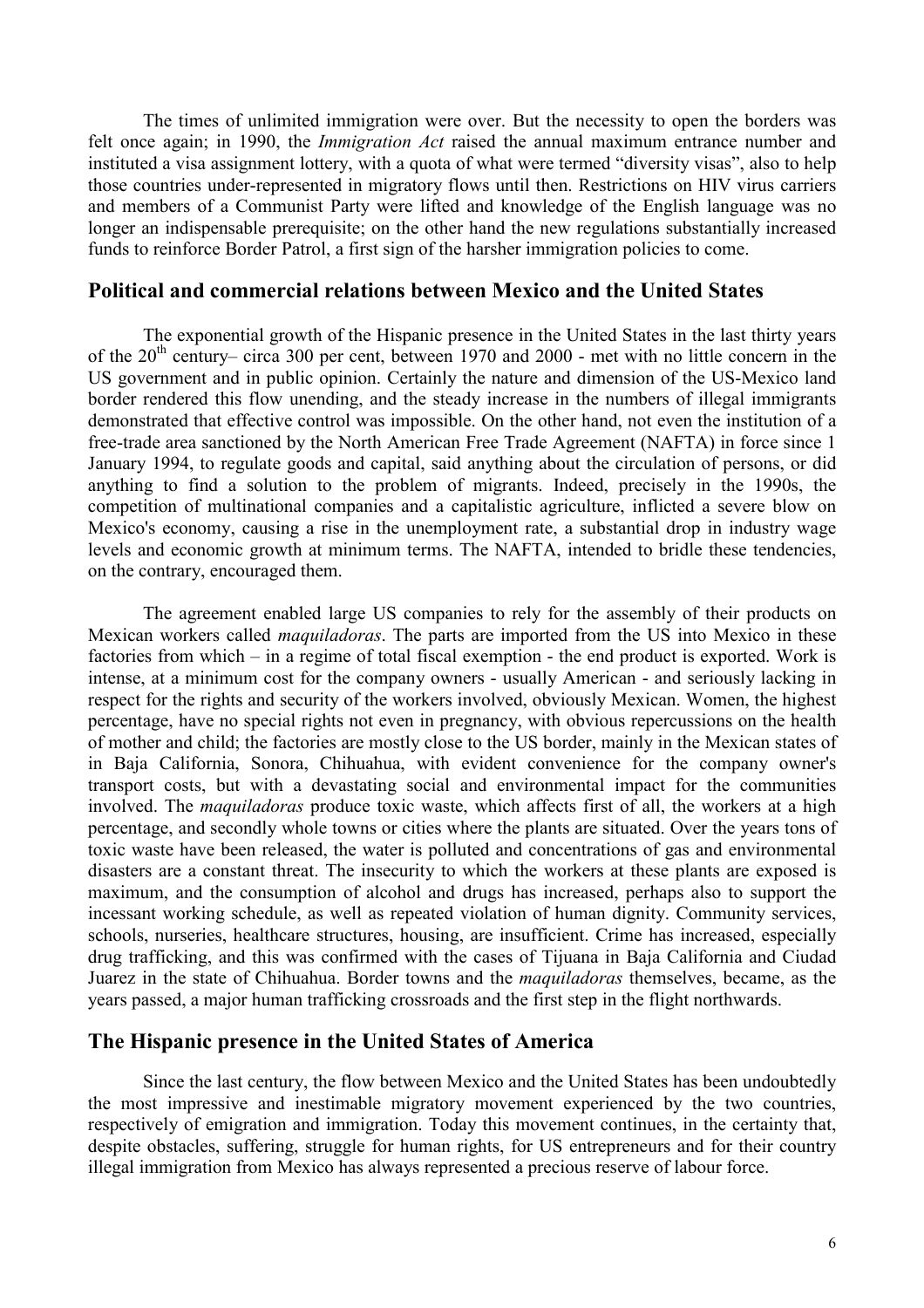The times of unlimited immigration were over. But the necessity to open the borders was felt once again; in 1990, the *Immigration Act* raised the annual maximum entrance number and instituted a visa assignment lottery, with a quota of what were termed "diversity visas", also to help those countries under-represented in migratory flows until then. Restrictions on HIV virus carriers and members of a Communist Party were lifted and knowledge of the English language was no longer an indispensable prerequisite; on the other hand the new regulations substantially increased funds to reinforce Border Patrol, a first sign of the harsher immigration policies to come.

## Political and commercial relations between Mexico and the United States

The exponential growth of the Hispanic presence in the United States in the last thirty years of the 20th century– circa 300 per cent, between 1970 and 2000 - met with no little concern in the US government and in public opinion. Certainly the nature and dimension of the US-Mexico land border rendered this flow unending, and the steady increase in the numbers of illegal immigrants demonstrated that effective control was impossible. On the other hand, not even the institution of a free-trade area sanctioned by the North American Free Trade Agreement (NAFTA) in force since 1 January 1994, to regulate goods and capital, said anything about the circulation of persons, or did anything to find a solution to the problem of migrants. Indeed, precisely in the 1990s, the competition of multinational companies and a capitalistic agriculture, inflicted a severe blow on Mexico's economy, causing a rise in the unemployment rate, a substantial drop in industry wage levels and economic growth at minimum terms. The NAFTA, intended to bridle these tendencies, on the contrary, encouraged them.

The agreement enabled large US companies to rely for the assembly of their products on Mexican workers called *maquiladoras*. The parts are imported from the US into Mexico in these factories from which – in a regime of total fiscal exemption - the end product is exported. Work is intense, at a minimum cost for the company owners - usually American - and seriously lacking in respect for the rights and security of the workers involved, obviously Mexican. Women, the highest percentage, have no special rights not even in pregnancy, with obvious repercussions on the health of mother and child; the factories are mostly close to the US border, mainly in the Mexican states of in Baja California, Sonora, Chihuahua, with evident convenience for the company owner's transport costs, but with a devastating social and environmental impact for the communities involved. The *maquiladoras* produce toxic waste, which affects first of all, the workers at a high percentage, and secondly whole towns or cities where the plants are situated. Over the years tons of toxic waste have been released, the water is polluted and concentrations of gas and environmental disasters are a constant threat. The insecurity to which the workers at these plants are exposed is maximum, and the consumption of alcohol and drugs has increased, perhaps also to support the incessant working schedule, as well as repeated violation of human dignity. Community services, schools, nurseries, healthcare structures, housing, are insufficient. Crime has increased, especially drug trafficking, and this was confirmed with the cases of Tijuana in Baja California and Ciudad Juarez in the state of Chihuahua. Border towns and the *maquiladoras* themselves, became, as the years passed, a major human trafficking crossroads and the first step in the flight northwards.

## The Hispanic presence in the United States of America

Since the last century, the flow between Mexico and the United States has been undoubtedly the most impressive and inestimable migratory movement experienced by the two countries, respectively of emigration and immigration. Today this movement continues, in the certainty that, despite obstacles, suffering, struggle for human rights, for US entrepreneurs and for their country illegal immigration from Mexico has always represented a precious reserve of labour force.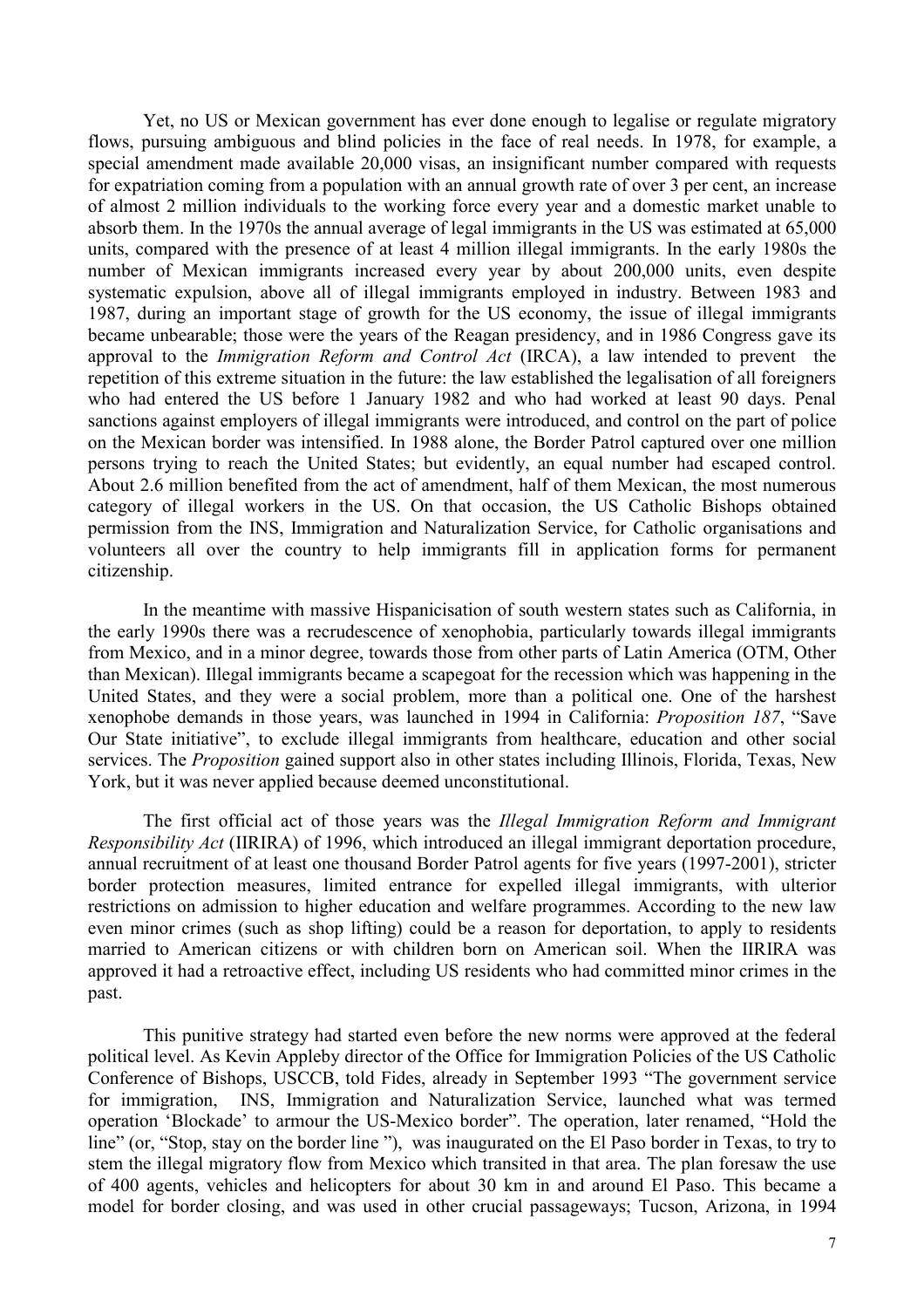Yet, no US or Mexican government has ever done enough to legalise or regulate migratory flows, pursuing ambiguous and blind policies in the face of real needs. In 1978, for example, a special amendment made available 20,000 visas, an insignificant number compared with requests for expatriation coming from a population with an annual growth rate of over 3 per cent, an increase of almost 2 million individuals to the working force every year and a domestic market unable to absorb them. In the 1970s the annual average of legal immigrants in the US was estimated at 65,000 units, compared with the presence of at least 4 million illegal immigrants. In the early 1980s the number of Mexican immigrants increased every year by about 200,000 units, even despite systematic expulsion, above all of illegal immigrants employed in industry. Between 1983 and 1987, during an important stage of growth for the US economy, the issue of illegal immigrants became unbearable; those were the years of the Reagan presidency, and in 1986 Congress gave its approval to the *Immigration Reform and Control Act* (IRCA), a law intended to prevent the repetition of this extreme situation in the future: the law established the legalisation of all foreigners who had entered the US before 1 January 1982 and who had worked at least 90 days. Penal sanctions against employers of illegal immigrants were introduced, and control on the part of police on the Mexican border was intensified. In 1988 alone, the Border Patrol captured over one million persons trying to reach the United States; but evidently, an equal number had escaped control. About 2.6 million benefited from the act of amendment, half of them Mexican, the most numerous category of illegal workers in the US. On that occasion, the US Catholic Bishops obtained permission from the INS, Immigration and Naturalization Service, for Catholic organisations and volunteers all over the country to help immigrants fill in application forms for permanent citizenship.

In the meantime with massive Hispanicisation of south western states such as California, in the early 1990s there was a recrudescence of xenophobia, particularly towards illegal immigrants from Mexico, and in a minor degree, towards those from other parts of Latin America (OTM, Other than Mexican). Illegal immigrants became a scapegoat for the recession which was happening in the United States, and they were a social problem, more than a political one. One of the harshest xenophobe demands in those years, was launched in 1994 in California: *Proposition 187*, "Save Our State initiative", to exclude illegal immigrants from healthcare, education and other social services. The *Proposition* gained support also in other states including Illinois, Florida, Texas, New York, but it was never applied because deemed unconstitutional.

The first official act of those years was the *Illegal Immigration Reform and Immigrant Responsibility Act* (IIRIRA) of 1996, which introduced an illegal immigrant deportation procedure, annual recruitment of at least one thousand Border Patrol agents for five years (1997-2001), stricter border protection measures, limited entrance for expelled illegal immigrants, with ulterior restrictions on admission to higher education and welfare programmes. According to the new law even minor crimes (such as shop lifting) could be a reason for deportation, to apply to residents married to American citizens or with children born on American soil. When the IIRIRA was approved it had a retroactive effect, including US residents who had committed minor crimes in the past.

This punitive strategy had started even before the new norms were approved at the federal political level. As Kevin Appleby director of the Office for Immigration Policies of the US Catholic Conference of Bishops, USCCB, told Fides, already in September 1993 "The government service for immigration, INS, Immigration and Naturalization Service, launched what was termed operation 'Blockade' to armour the US-Mexico border". The operation, later renamed, "Hold the line" (or, "Stop, stay on the border line "), was inaugurated on the El Paso border in Texas, to try to stem the illegal migratory flow from Mexico which transited in that area. The plan foresaw the use of 400 agents, vehicles and helicopters for about 30 km in and around El Paso. This became a model for border closing, and was used in other crucial passageways; Tucson, Arizona, in 1994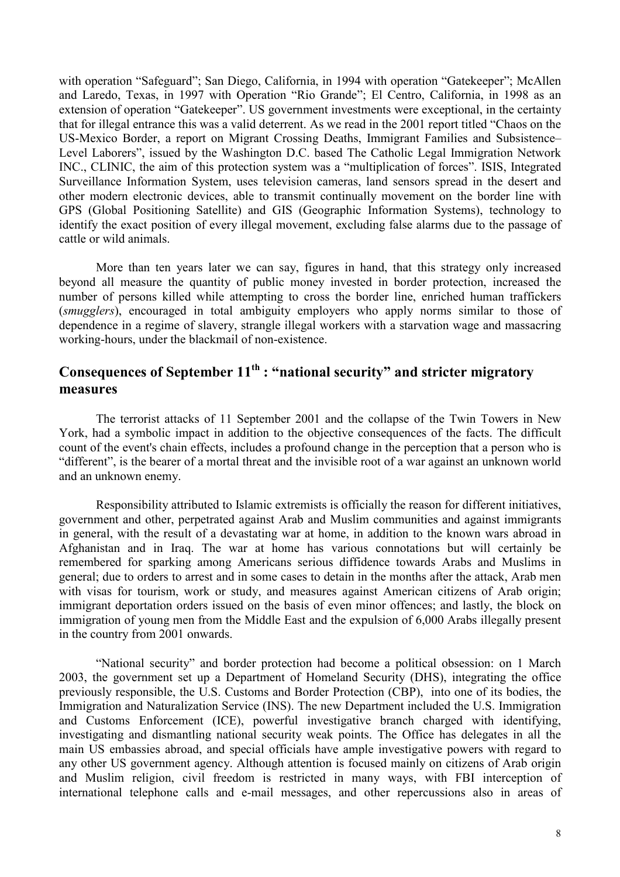with operation "Safeguard"; San Diego, California, in 1994 with operation "Gatekeeper"; McAllen and Laredo, Texas, in 1997 with Operation "Rio Grande"; El Centro, California, in 1998 as an extension of operation "Gatekeeper". US government investments were exceptional, in the certainty that for illegal entrance this was a valid deterrent. As we read in the 2001 report titled "Chaos on the US-Mexico Border, a report on Migrant Crossing Deaths, Immigrant Families and Subsistence–Level Laborers", issued by the Washington D.C. based The Catholic Legal Immigration Network INC., CLINIC, the aim of this protection system was a "multiplication of forces". ISIS, Integrated Surveillance Information System, uses television cameras, land sensors spread in the desert and other modern electronic devices, able to transmit continually movement on the border line with GPS (Global Positioning Satellite) and GIS (Geographic Information Systems), technology to identify the exact position of every illegal movement, excluding false alarms due to the passage of cattle or wild animals.

More than ten years later we can say, figures in hand, that this strategy only increased beyond all measure the quantity of public money invested in border protection, increased the number of persons killed while attempting to cross the border line, enriched human traffickers (*smugglers*), encouraged in total ambiguity employers who apply norms similar to those of dependence in a regime of slavery, strangle illegal workers with a starvation wage and massacring working-hours, under the blackmail of non-existence.

## Consequences of September 11th : "national security" and stricter migratory measures

The terrorist attacks of 11 September 2001 and the collapse of the Twin Towers in New York, had a symbolic impact in addition to the objective consequences of the facts. The difficult count of the event's chain effects, includes a profound change in the perception that a person who is "different", is the bearer of a mortal threat and the invisible root of a war against an unknown world and an unknown enemy.

Responsibility attributed to Islamic extremists is officially the reason for different initiatives, government and other, perpetrated against Arab and Muslim communities and against immigrants in general, with the result of a devastating war at home, in addition to the known wars abroad in Afghanistan and in Iraq. The war at home has various connotations but will certainly be remembered for sparking among Americans serious diffidence towards Arabs and Muslims in general; due to orders to arrest and in some cases to detain in the months after the attack, Arab men with visas for tourism, work or study, and measures against American citizens of Arab origin; immigrant deportation orders issued on the basis of even minor offences; and lastly, the block on immigration of young men from the Middle East and the expulsion of 6,000 Arabs illegally present in the country from 2001 onwards.

"National security" and border protection had become a political obsession: on 1 March 2003, the government set up a Department of Homeland Security (DHS), integrating the office previously responsible, the U.S. Customs and Border Protection (CBP), into one of its bodies, the Immigration and Naturalization Service (INS). The new Department included the U.S. Immigration and Customs Enforcement (ICE), powerful investigative branch charged with identifying, investigating and dismantling national security weak points. The Office has delegates in all the main US embassies abroad, and special officials have ample investigative powers with regard to any other US government agency. Although attention is focused mainly on citizens of Arab origin and Muslim religion, civil freedom is restricted in many ways, with FBI interception of international telephone calls and e-mail messages, and other repercussions also in areas of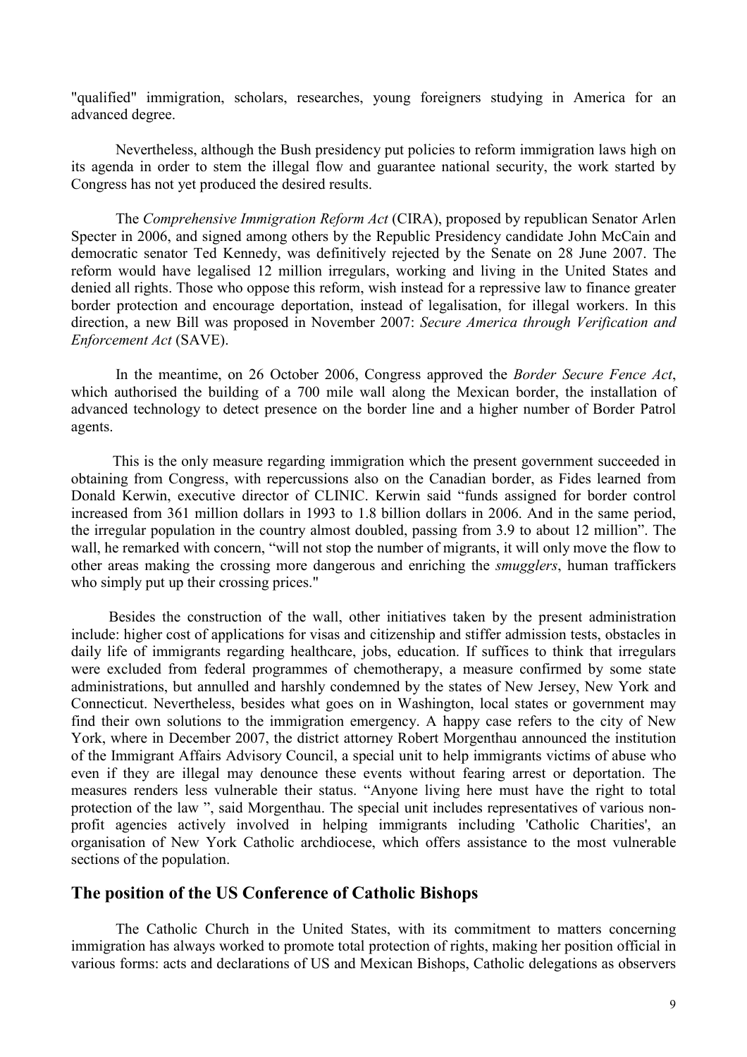"qualified" immigration, scholars, researches, young foreigners studying in America for an advanced degree.

Nevertheless, although the Bush presidency put policies to reform immigration laws high on its agenda in order to stem the illegal flow and guarantee national security, the work started by Congress has not yet produced the desired results.

The *Comprehensive Immigration Reform Act* (CIRA), proposed by republican Senator Arlen Specter in 2006, and signed among others by the Republic Presidency candidate John McCain and democratic senator Ted Kennedy, was definitively rejected by the Senate on 28 June 2007. The reform would have legalised 12 million irregulars, working and living in the United States and denied all rights. Those who oppose this reform, wish instead for a repressive law to finance greater border protection and encourage deportation, instead of legalisation, for illegal workers. In this direction, a new Bill was proposed in November 2007: *Secure America through Verification and Enforcement Act* (SAVE).

In the meantime, on 26 October 2006, Congress approved the *Border Secure Fence Act*, which authorised the building of a 700 mile wall along the Mexican border, the installation of advanced technology to detect presence on the border line and a higher number of Border Patrol agents.

This is the only measure regarding immigration which the present government succeeded in obtaining from Congress, with repercussions also on the Canadian border, as Fides learned from Donald Kerwin, executive director of CLINIC. Kerwin said "funds assigned for border control increased from 361 million dollars in 1993 to 1.8 billion dollars in 2006. And in the same period, the irregular population in the country almost doubled, passing from 3.9 to about 12 million". The wall, he remarked with concern, "will not stop the number of migrants, it will only move the flow to other areas making the crossing more dangerous and enriching the *smugglers*, human traffickers who simply put up their crossing prices."

Besides the construction of the wall, other initiatives taken by the present administration include: higher cost of applications for visas and citizenship and stiffer admission tests, obstacles in daily life of immigrants regarding healthcare, jobs, education. If suffices to think that irregulars were excluded from federal programmes of chemotherapy, a measure confirmed by some state administrations, but annulled and harshly condemned by the states of New Jersey, New York and Connecticut. Nevertheless, besides what goes on in Washington, local states or government may find their own solutions to the immigration emergency. A happy case refers to the city of New York, where in December 2007, the district attorney Robert Morgenthau announced the institution of the Immigrant Affairs Advisory Council, a special unit to help immigrants victims of abuse who even if they are illegal may denounce these events without fearing arrest or deportation. The measures renders less vulnerable their status. "Anyone living here must have the right to total protection of the law ", said Morgenthau. The special unit includes representatives of various non-profit agencies actively involved in helping immigrants including 'Catholic Charities', an organisation of New York Catholic archdiocese, which offers assistance to the most vulnerable sections of the population.

## The position of the US Conference of Catholic Bishops

The Catholic Church in the United States, with its commitment to matters concerning immigration has always worked to promote total protection of rights, making her position official in various forms: acts and declarations of US and Mexican Bishops, Catholic delegations as observers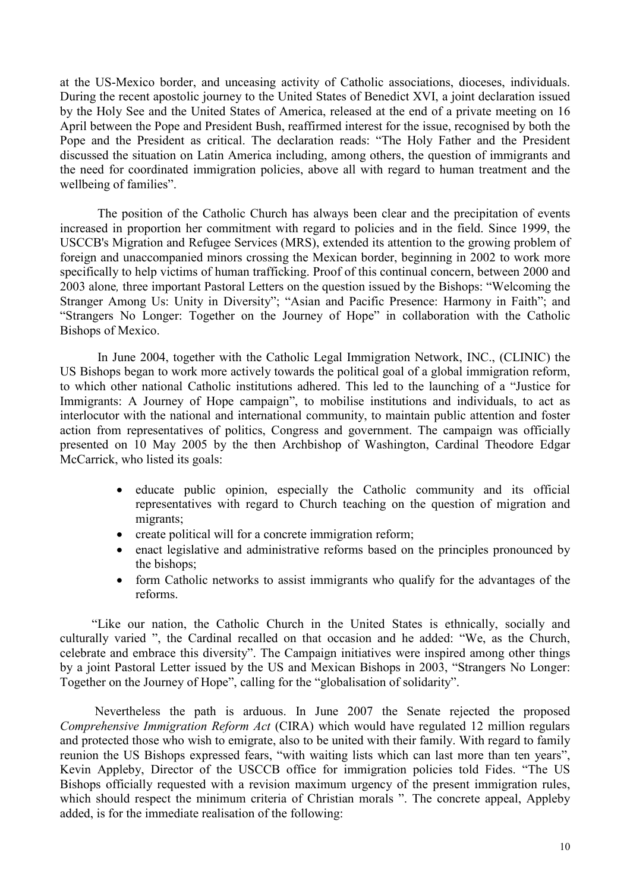at the US-Mexico border, and unceasing activity of Catholic associations, dioceses, individuals. During the recent apostolic journey to the United States of Benedict XVI, a joint declaration issued by the Holy See and the United States of America, released at the end of a private meeting on 16 April between the Pope and President Bush, reaffirmed interest for the issue, recognised by both the Pope and the President as critical. The declaration reads: "The Holy Father and the President discussed the situation on Latin America including, among others, the question of immigrants and the need for coordinated immigration policies, above all with regard to human treatment and the wellbeing of families".

The position of the Catholic Church has always been clear and the precipitation of events increased in proportion her commitment with regard to policies and in the field. Since 1999, the USCCB's Migration and Refugee Services (MRS), extended its attention to the growing problem of foreign and unaccompanied minors crossing the Mexican border, beginning in 2002 to work more specifically to help victims of human trafficking. Proof of this continual concern, between 2000 and 2003 alone*,* three important Pastoral Letters on the question issued by the Bishops: "Welcoming the Stranger Among Us: Unity in Diversity"; "Asian and Pacific Presence: Harmony in Faith"; and "Strangers No Longer: Together on the Journey of Hope" in collaboration with the Catholic Bishops of Mexico.

In June 2004, together with the Catholic Legal Immigration Network, INC., (CLINIC) the US Bishops began to work more actively towards the political goal of a global immigration reform, to which other national Catholic institutions adhered. This led to the launching of a "Justice for Immigrants: A Journey of Hope campaign", to mobilise institutions and individuals, to act as interlocutor with the national and international community, to maintain public attention and foster action from representatives of politics, Congress and government. The campaign was officially presented on 10 May 2005 by the then Archbishop of Washington, Cardinal Theodore Edgar McCarrick, who listed its goals:

- educate public opinion, especially the Catholic community and its official representatives with regard to Church teaching on the question of migration and migrants;
- create political will for a concrete immigration reform;
- enact legislative and administrative reforms based on the principles pronounced by the bishops;
- form Catholic networks to assist immigrants who qualify for the advantages of the reforms.

"Like our nation, the Catholic Church in the United States is ethnically, socially and culturally varied ", the Cardinal recalled on that occasion and he added: "We, as the Church, celebrate and embrace this diversity". The Campaign initiatives were inspired among other things by a joint Pastoral Letter issued by the US and Mexican Bishops in 2003, "Strangers No Longer: Together on the Journey of Hope", calling for the "globalisation of solidarity".

Nevertheless the path is arduous. In June 2007 the Senate rejected the proposed *Comprehensive Immigration Reform Act* (CIRA) which would have regulated 12 million regulars and protected those who wish to emigrate, also to be united with their family. With regard to family reunion the US Bishops expressed fears, "with waiting lists which can last more than ten years", Kevin Appleby, Director of the USCCB office for immigration policies told Fides. "The US Bishops officially requested with a revision maximum urgency of the present immigration rules, which should respect the minimum criteria of Christian morals ". The concrete appeal, Appleby added, is for the immediate realisation of the following: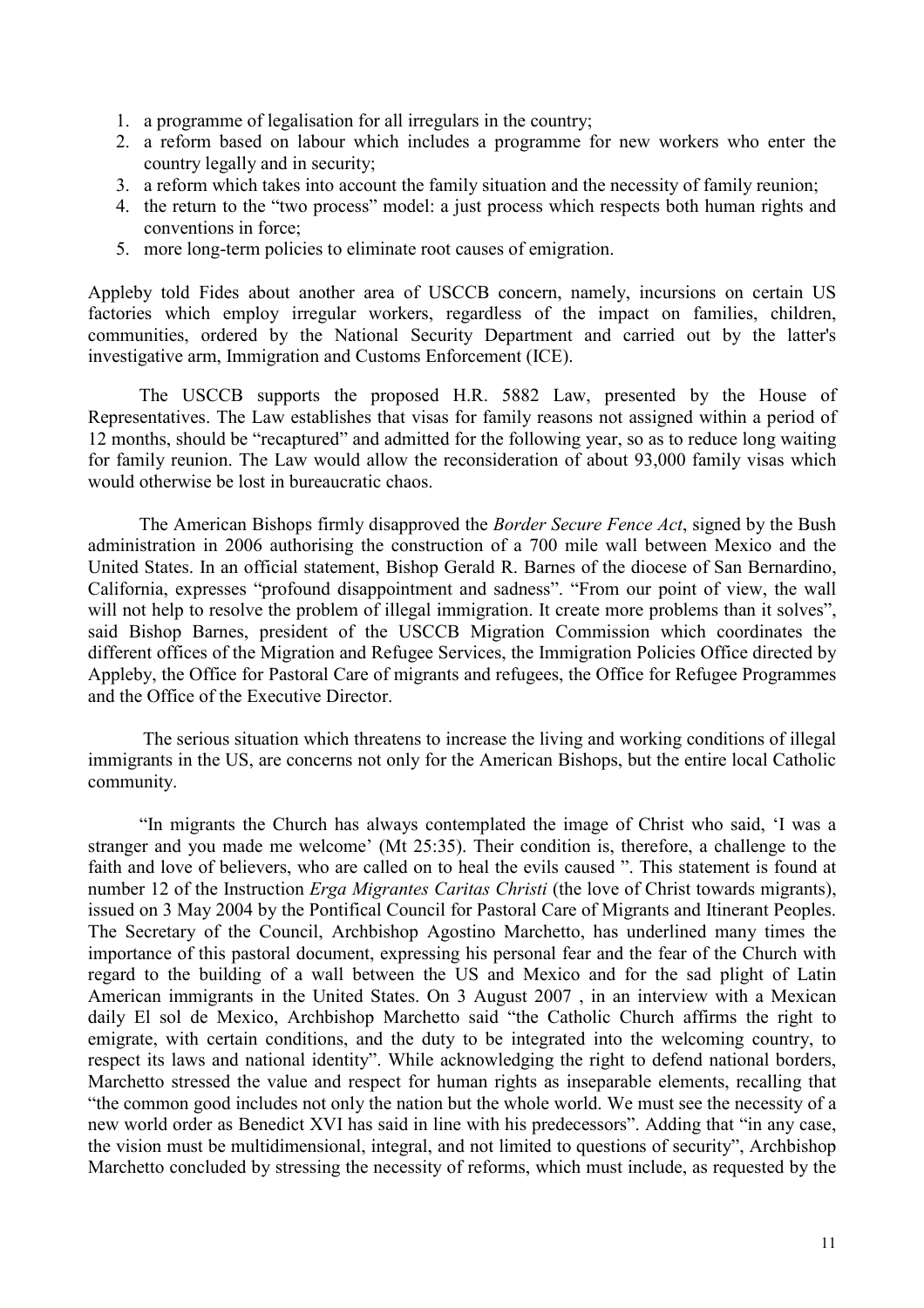1. a programme of legalisation for all irregulars in the country;
2. a reform based on labour which includes a programme for new workers who enter the country legally and in security;
3. a reform which takes into account the family situation and the necessity of family reunion;
4. the return to the "two process" model: a just process which respects both human rights and conventions in force;
5. more long-term policies to eliminate root causes of emigration.

Appleby told Fides about another area of USCCB concern, namely, incursions on certain US factories which employ irregular workers, regardless of the impact on families, children, communities, ordered by the National Security Department and carried out by the latter's investigative arm, Immigration and Customs Enforcement (ICE).

The USCCB supports the proposed H.R. 5882 Law, presented by the House of Representatives. The Law establishes that visas for family reasons not assigned within a period of 12 months, should be "recaptured" and admitted for the following year, so as to reduce long waiting for family reunion. The Law would allow the reconsideration of about 93,000 family visas which would otherwise be lost in bureaucratic chaos.

The American Bishops firmly disapproved the *Border Secure Fence Act*, signed by the Bush administration in 2006 authorising the construction of a 700 mile wall between Mexico and the United States. In an official statement, Bishop Gerald R. Barnes of the diocese of San Bernardino, California, expresses "profound disappointment and sadness". "From our point of view, the wall will not help to resolve the problem of illegal immigration. It create more problems than it solves", said Bishop Barnes, president of the USCCB Migration Commission which coordinates the different offices of the Migration and Refugee Services, the Immigration Policies Office directed by Appleby, the Office for Pastoral Care of migrants and refugees, the Office for Refugee Programmes and the Office of the Executive Director.

The serious situation which threatens to increase the living and working conditions of illegal immigrants in the US, are concerns not only for the American Bishops, but the entire local Catholic community.

"In migrants the Church has always contemplated the image of Christ who said, 'I was a stranger and you made me welcome' (Mt 25:35). Their condition is, therefore, a challenge to the faith and love of believers, who are called on to heal the evils caused ". This statement is found at number 12 of the Instruction *Erga Migrantes Caritas Christi* (the love of Christ towards migrants), issued on 3 May 2004 by the Pontifical Council for Pastoral Care of Migrants and Itinerant Peoples. The Secretary of the Council, Archbishop Agostino Marchetto, has underlined many times the importance of this pastoral document, expressing his personal fear and the fear of the Church with regard to the building of a wall between the US and Mexico and for the sad plight of Latin American immigrants in the United States. On 3 August 2007 , in an interview with a Mexican daily El sol de Mexico, Archbishop Marchetto said "the Catholic Church affirms the right to emigrate, with certain conditions, and the duty to be integrated into the welcoming country, to respect its laws and national identity". While acknowledging the right to defend national borders, Marchetto stressed the value and respect for human rights as inseparable elements, recalling that "the common good includes not only the nation but the whole world. We must see the necessity of a new world order as Benedict XVI has said in line with his predecessors". Adding that "in any case, the vision must be multidimensional, integral, and not limited to questions of security", Archbishop Marchetto concluded by stressing the necessity of reforms, which must include, as requested by the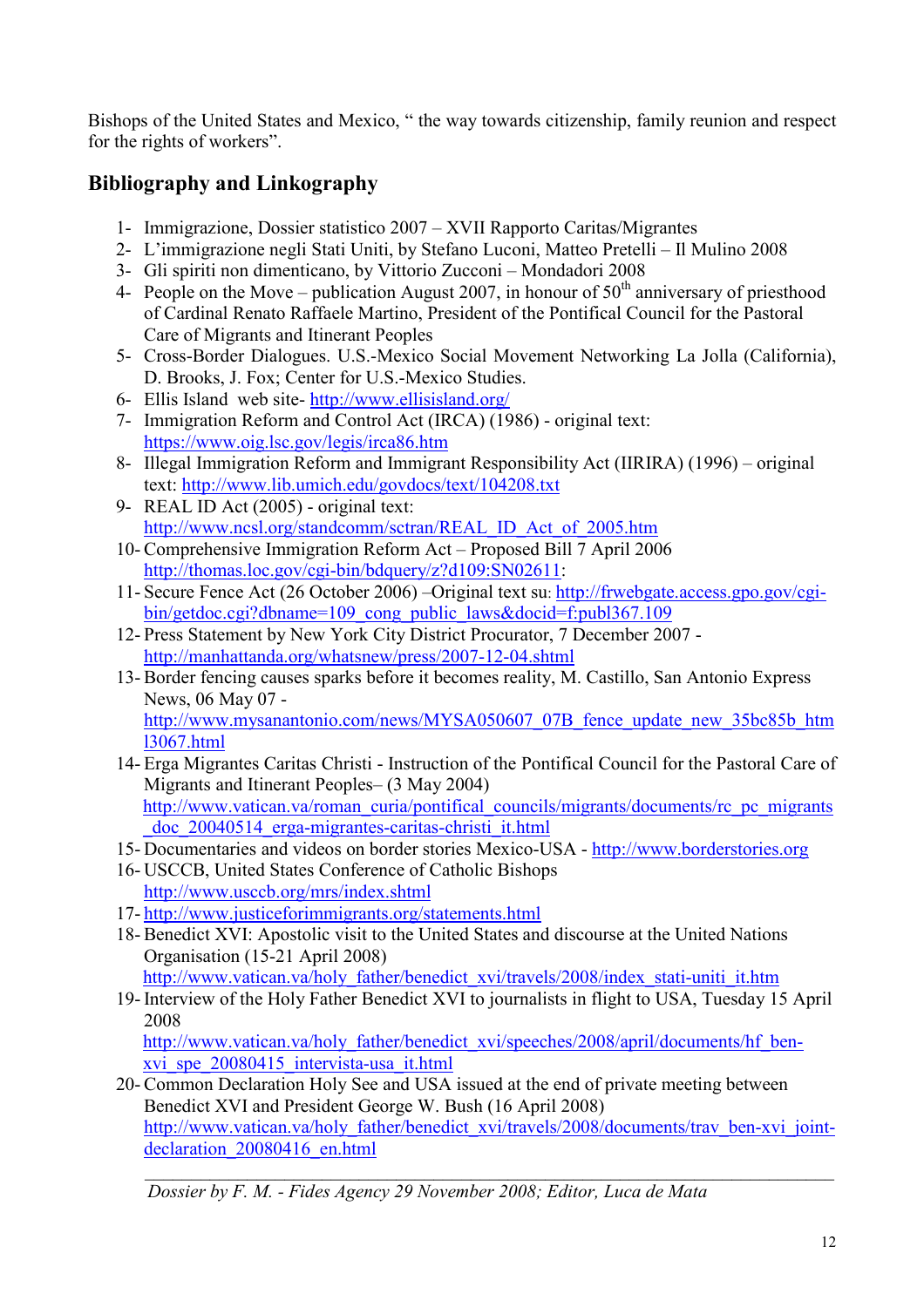Bishops of the United States and Mexico, " the way towards citizenship, family reunion and respect for the rights of workers".

## Bibliography and Linkography

1- Immigrazione, Dossier statistico 2007 – XVII Rapporto Caritas/Migrantes
2- L'immigrazione negli Stati Uniti, by Stefano Luconi, Matteo Pretelli – Il Mulino 2008
3- Gli spiriti non dimenticano, by Vittorio Zucconi – Mondadori 2008
4- People on the Move – publication August 2007, in honour of 50th anniversary of priesthood of Cardinal Renato Raffaele Martino, President of the Pontifical Council for the Pastoral Care of Migrants and Itinerant Peoples
5- Cross-Border Dialogues. U.S.-Mexico Social Movement Networking La Jolla (California), D. Brooks, J. Fox; Center for U.S.-Mexico Studies.
6- Ellis Island web site- http://www.ellisisland.org/
7- Immigration Reform and Control Act (IRCA) (1986) - original text: https://www.oig.lsc.gov/legis/irca86.htm
8- Illegal Immigration Reform and Immigrant Responsibility Act (IIRIRA) (1996) – original text: http://www.lib.umich.edu/govdocs/text/104208.txt
9- REAL ID Act (2005) - original text: http://www.ncsl.org/standcomm/sctran/REAL_ID_Act_of_2005.htm
10- Comprehensive Immigration Reform Act – Proposed Bill 7 April 2006 http://thomas.loc.gov/cgi-bin/bdquery/z?d109:SN02611:
11- Secure Fence Act (26 October 2006) –Original text su: http://frwebgate.access.gpo.gov/cgi-bin/getdoc.cgi?dbname=109_cong_public_laws&docid=f:publ367.109
12- Press Statement by New York City District Procurator, 7 December 2007 - http://manhattanda.org/whatsnew/press/2007-12-04.shtml
13- Border fencing causes sparks before it becomes reality, M. Castillo, San Antonio Express News, 06 May 07 - http://www.mysanantonio.com/news/MYSA050607_07B_fence_update_new_35bc85b_html3067.html
14- Erga Migrantes Caritas Christi - Instruction of the Pontifical Council for the Pastoral Care of Migrants and Itinerant Peoples– (3 May 2004) http://www.vatican.va/roman_curia/pontifical_councils/migrants/documents/rc_pc_migrants_doc_20040514_erga-migrantes-caritas-christi_it.html
15- Documentaries and videos on border stories Mexico-USA - http://www.borderstories.org
16- USCCB, United States Conference of Catholic Bishops http://www.usccb.org/mrs/index.shtml
17- http://www.justiceforimmigrants.org/statements.html
18- Benedict XVI: Apostolic visit to the United States and discourse at the United Nations Organisation (15-21 April 2008) http://www.vatican.va/holy_father/benedict_xvi/travels/2008/index_stati-uniti_it.htm
19- Interview of the Holy Father Benedict XVI to journalists in flight to USA, Tuesday 15 April 2008 http://www.vatican.va/holy_father/benedict_xvi/speeches/2008/april/documents/hf_ben-xvi_spe_20080415_intervista-usa_it.html
20- Common Declaration Holy See and USA issued at the end of private meeting between Benedict XVI and President George W. Bush (16 April 2008) http://www.vatican.va/holy_father/benedict_xvi/travels/2008/documents/trav_ben-xvi_joint-declaration_20080416_en.html

---

*Dossier by F. M. - Fides Agency 29 November 2008; Editor, Luca de Mata*